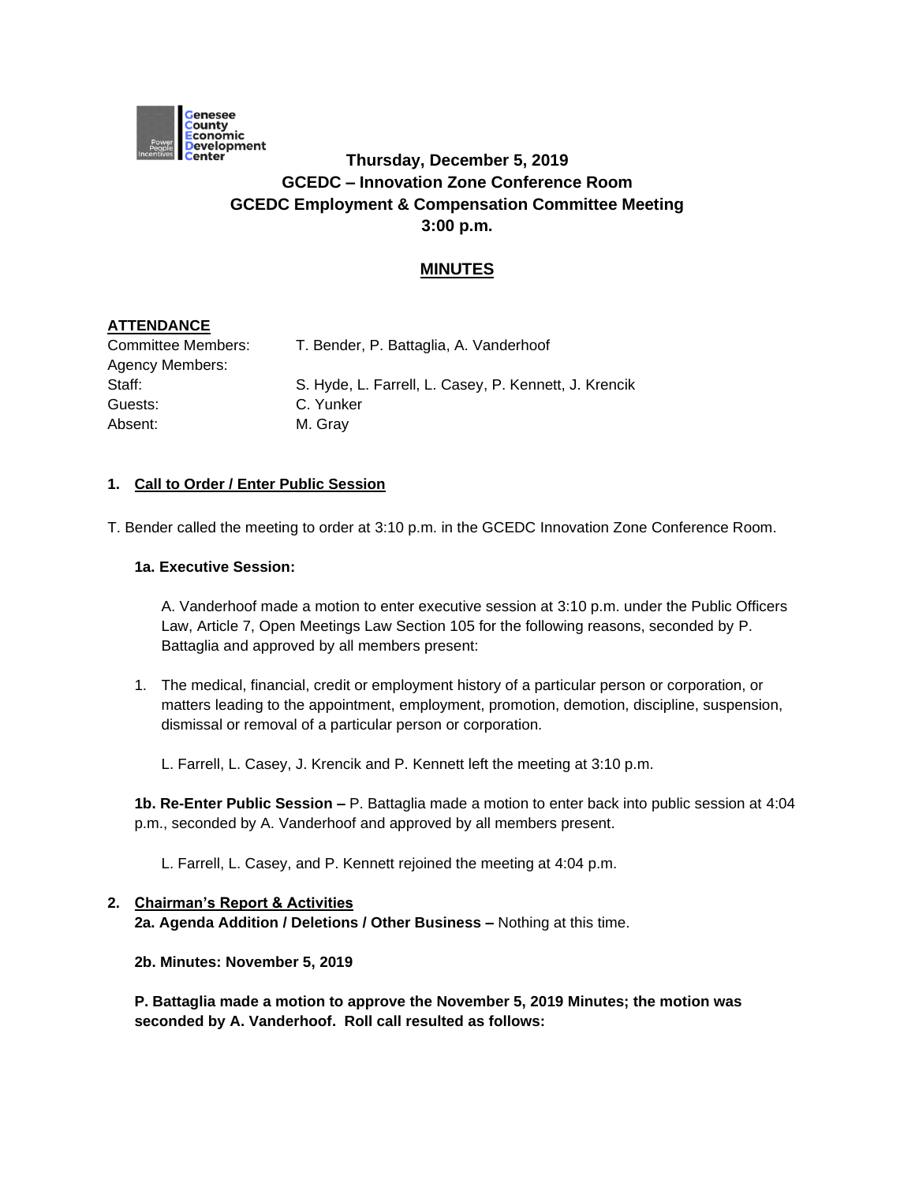# Thursday, December 5, 2019
## GCEDC – Innovation Zone Conference Room
## GCEDC Employment & Compensation Committee Meeting
## 3:00 p.m.

## MINUTES

**ATTENDANCE**

| | |
|---|---|
| Committee Members: | T. Bender, P. Battaglia, A. Vanderhoof |
| Agency Members: | |
| Staff: | S. Hyde, L. Farrell, L. Casey, P. Kennett, J. Krencik |
| Guests: | C. Yunker |
| Absent: | M. Gray |

### 1. Call to Order / Enter Public Session

T. Bender called the meeting to order at 3:10 p.m. in the GCEDC Innovation Zone Conference Room.

**1a. Executive Session:**

A. Vanderhoof made a motion to enter executive session at 3:10 p.m. under the Public Officers Law, Article 7, Open Meetings Law Section 105 for the following reasons, seconded by P. Battaglia and approved by all members present:

1. The medical, financial, credit or employment history of a particular person or corporation, or matters leading to the appointment, employment, promotion, demotion, discipline, suspension, dismissal or removal of a particular person or corporation.

   L. Farrell, L. Casey, J. Krencik and P. Kennett left the meeting at 3:10 p.m.

**1b. Re-Enter Public Session –** P. Battaglia made a motion to enter back into public session at 4:04 p.m., seconded by A. Vanderhoof and approved by all members present.

L. Farrell, L. Casey, and P. Kennett rejoined the meeting at 4:04 p.m.

### 2. Chairman's Report & Activities

**2a. Agenda Addition / Deletions / Other Business –** Nothing at this time.

**2b. Minutes: November 5, 2019**

**P. Battaglia made a motion to approve the November 5, 2019 Minutes; the motion was seconded by A. Vanderhoof. Roll call resulted as follows:**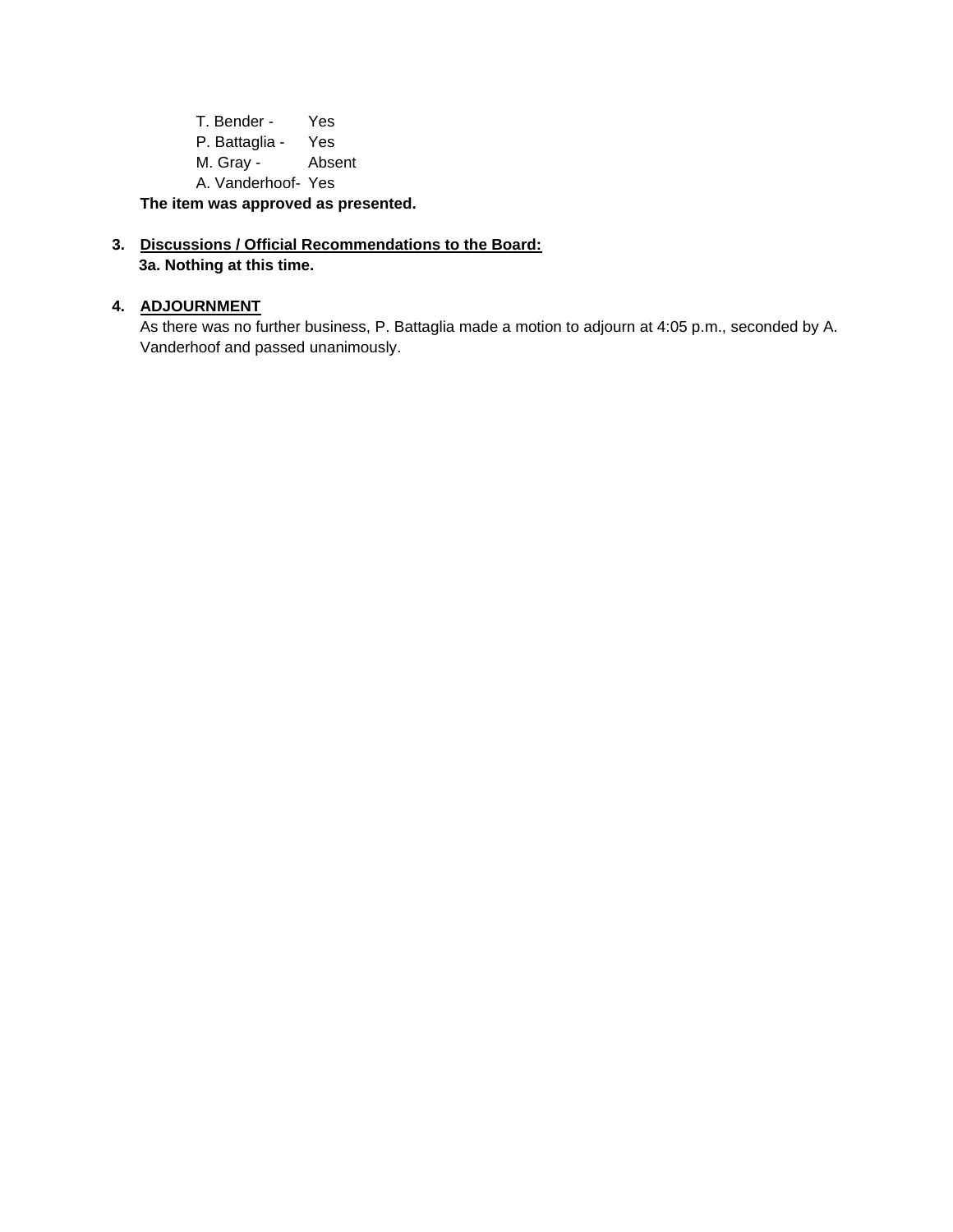T. Bender - Yes
P. Battaglia - Yes
M. Gray - Absent
A. Vanderhoof- Yes

**The item was approved as presented.**

3. **Discussions / Official Recommendations to the Board:**
   **3a. Nothing at this time.**

4. **ADJOURNMENT**
   As there was no further business, P. Battaglia made a motion to adjourn at 4:05 p.m., seconded by A. Vanderhoof and passed unanimously.